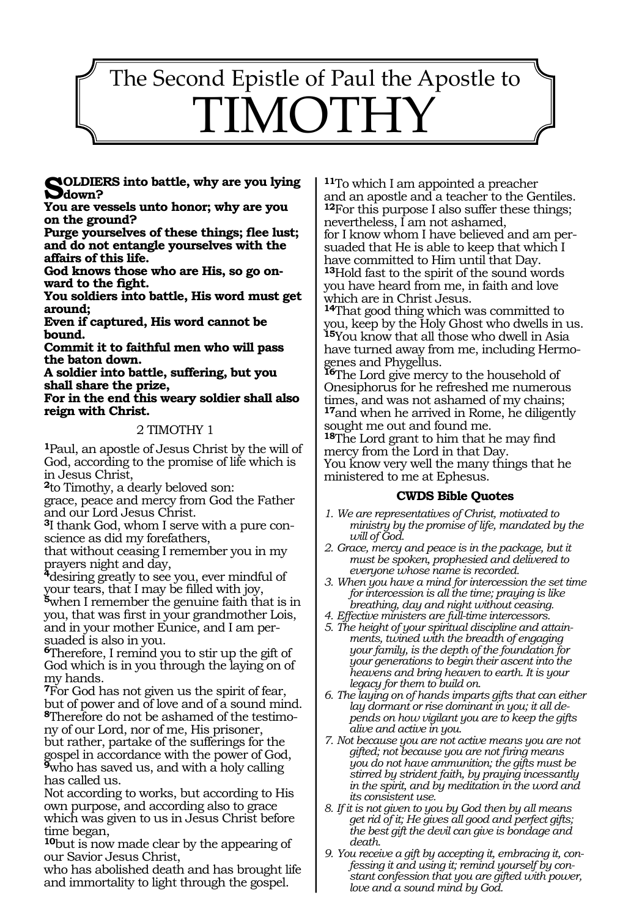# The Second Epistle of Paul the Apostle to TIMOTHY

**SOLDIERS into battle, why are you lying down?**
**You are vessels unto honor; why are you on the ground?**
**Purge yourselves of these things; flee lust; and do not entangle yourselves with the affairs of this life.**
**God knows those who are His, so go onward to the fight.**
**You soldiers into battle, His word must get around;**
**Even if captured, His word cannot be bound.**
**Commit it to faithful men who will pass the baton down.**
**A soldier into battle, suffering, but you shall share the prize,**
**For in the end this weary soldier shall also reign with Christ.**

## 2 TIMOTHY 1

**1**Paul, an apostle of Jesus Christ by the will of God, according to the promise of life which is in Jesus Christ,
**2**to Timothy, a dearly beloved son:
grace, peace and mercy from God the Father and our Lord Jesus Christ.
**3**I thank God, whom I serve with a pure conscience as did my forefathers,
that without ceasing I remember you in my prayers night and day,
**4**desiring greatly to see you, ever mindful of your tears, that I may be filled with joy,
**5**when I remember the genuine faith that is in you, that was first in your grandmother Lois, and in your mother Eunice, and I am persuaded is also in you.
**6**Therefore, I remind you to stir up the gift of God which is in you through the laying on of my hands.
**7**For God has not given us the spirit of fear, but of power and of love and of a sound mind.
**8**Therefore do not be ashamed of the testimony of our Lord, nor of me, His prisoner,
but rather, partake of the sufferings for the gospel in accordance with the power of God,
**9**who has saved us, and with a holy calling has called us.
Not according to works, but according to His own purpose, and according also to grace which was given to us in Jesus Christ before time began,
**10**but is now made clear by the appearing of our Savior Jesus Christ,
who has abolished death and has brought life and immortality to light through the gospel.
**11**To which I am appointed a preacher and an apostle and a teacher to the Gentiles.
**12**For this purpose I also suffer these things; nevertheless, I am not ashamed,
for I know whom I have believed and am persuaded that He is able to keep that which I have committed to Him until that Day.
**13**Hold fast to the spirit of the sound words you have heard from me, in faith and love which are in Christ Jesus.
**14**That good thing which was committed to you, keep by the Holy Ghost who dwells in us.
**15**You know that all those who dwell in Asia have turned away from me, including Hermogenes and Phygellus.
**16**The Lord give mercy to the household of Onesiphorus for he refreshed me numerous times, and was not ashamed of my chains;
**17**and when he arrived in Rome, he diligently sought me out and found me.
**18**The Lord grant to him that he may find mercy from the Lord in that Day.
You know very well the many things that he ministered to me at Ephesus.

### CWDS Bible Quotes

1. *We are representatives of Christ, motivated to ministry by the promise of life, mandated by the will of God.*
2. *Grace, mercy and peace is in the package, but it must be spoken, prophesied and delivered to everyone whose name is recorded.*
3. *When you have a mind for intercession the set time for intercession is all the time; praying is like breathing, day and night without ceasing.*
4. *Effective ministers are full-time intercessors.*
5. *The height of your spiritual discipline and attainments, twined with the breadth of engaging your family, is the depth of the foundation for your generations to begin their ascent into the heavens and bring heaven to earth. It is your legacy for them to build on.*
6. *The laying on of hands imparts gifts that can either lay dormant or rise dominant in you; it all depends on how vigilant you are to keep the gifts alive and active in you.*
7. *Not because you are not active means you are not gifted; not because you are not firing means you do not have ammunition; the gifts must be stirred by strident faith, by praying incessantly in the spirit, and by meditation in the word and its consistent use.*
8. *If it is not given to you by God then by all means get rid of it; He gives all good and perfect gifts; the best gift the devil can give is bondage and death.*
9. *You receive a gift by accepting it, embracing it, confessing it and using it; remind yourself by constant confession that you are gifted with power, love and a sound mind by God.*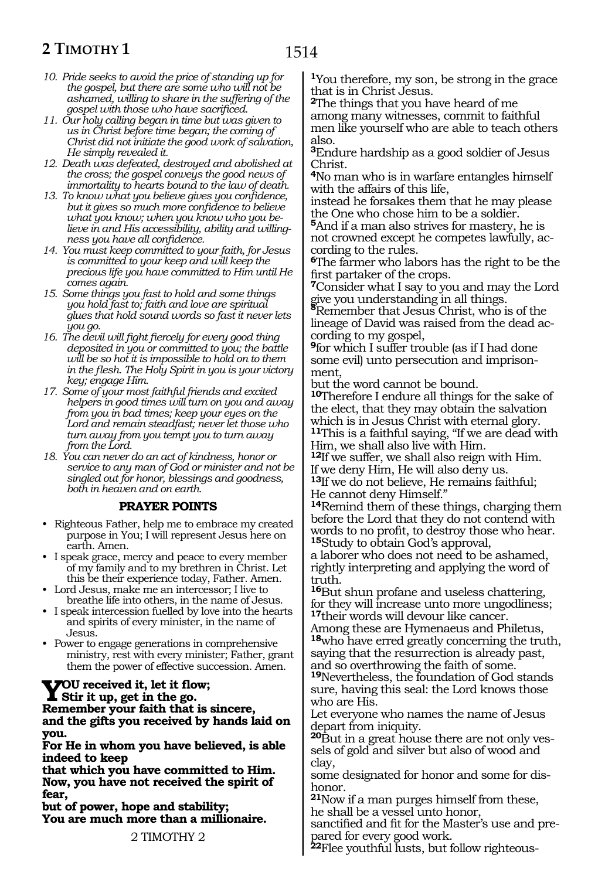*10. Pride seeks to avoid the price of standing up for the gospel, but there are some who will not be ashamed, willing to share in the suffering of the gospel with those who have sacrificed.*
*11. Our holy calling began in time but was given to us in Christ before time began; the coming of Christ did not initiate the good work of salvation, He simply revealed it.*
*12. Death was defeated, destroyed and abolished at the cross; the gospel conveys the good news of immortality to hearts bound to the law of death.*
*13. To know what you believe gives you confidence, but it gives so much more confidence to believe what you know; when you know who you believe in and His accessibility, ability and willingness you have all confidence.*
*14. You must keep committed to your faith, for Jesus is committed to your keep and will keep the precious life you have committed to Him until He comes again.*
*15. Some things you fast to hold and some things you hold fast to; faith and love are spiritual glues that hold sound words so fast it never lets you go.*
*16. The devil will fight fiercely for every good thing deposited in you or committed to you; the battle will be so hot it is impossible to hold on to them in the flesh. The Holy Spirit in you is your victory key; engage Him.*
*17. Some of your most faithful friends and excited helpers in good times will turn on you and away from you in bad times; keep your eyes on the Lord and remain steadfast; never let those who turn away from you tempt you to turn away from the Lord.*
*18. You can never do an act of kindness, honor or service to any man of God or minister and not be singled out for honor, blessings and goodness, both in heaven and on earth.*

### PRAYER POINTS

- Righteous Father, help me to embrace my created purpose in You; I will represent Jesus here on earth. Amen.
- I speak grace, mercy and peace to every member of my family and to my brethren in Christ. Let this be their experience today, Father. Amen.
- Lord Jesus, make me an intercessor; I live to breathe life into others, in the name of Jesus.
- I speak intercession fuelled by love into the hearts and spirits of every minister, in the name of Jesus.
- Power to engage generations in comprehensive ministry, rest with every minister; Father, grant them the power of effective succession. Amen.

**YOU received it, let it flow;**
**Stir it up, get in the go.**
**Remember your faith that is sincere,**
**and the gifts you received by hands laid on you.**
**For He in whom you have believed, is able indeed to keep**
**that which you have committed to Him.**
**Now, you have not received the spirit of fear,**
**but of power, hope and stability;**
**You are much more than a millionaire.**

## 2 TIMOTHY 2

**1**You therefore, my son, be strong in the grace that is in Christ Jesus.
**2**The things that you have heard of me among many witnesses, commit to faithful men like yourself who are able to teach others also.
**3**Endure hardship as a good soldier of Jesus Christ.
**4**No man who is in warfare entangles himself with the affairs of this life,
instead he forsakes them that he may please the One who chose him to be a soldier.
**5**And if a man also strives for mastery, he is not crowned except he competes lawfully, according to the rules.
**6**The farmer who labors has the right to be the first partaker of the crops.
**7**Consider what I say to you and may the Lord give you understanding in all things.
**8**Remember that Jesus Christ, who is of the lineage of David was raised from the dead according to my gospel,
**9**for which I suffer trouble (as if I had done some evil) unto persecution and imprisonment,
but the word cannot be bound.
**10**Therefore I endure all things for the sake of the elect, that they may obtain the salvation which is in Jesus Christ with eternal glory.
**11**This is a faithful saying, "If we are dead with Him, we shall also live with Him.
**12**If we suffer, we shall also reign with Him.
If we deny Him, He will also deny us.
**13**If we do not believe, He remains faithful;
He cannot deny Himself."
**14**Remind them of these things, charging them before the Lord that they do not contend with words to no profit, to destroy those who hear.
**15**Study to obtain God's approval,
a laborer who does not need to be ashamed, rightly interpreting and applying the word of truth.
**16**But shun profane and useless chattering,
for they will increase unto more ungodliness;
**17**their words will devour like cancer.
Among these are Hymenaeus and Philetus,
**18**who have erred greatly concerning the truth, saying that the resurrection is already past, and so overthrowing the faith of some.
**19**Nevertheless, the foundation of God stands sure, having this seal: the Lord knows those who are His.
Let everyone who names the name of Jesus depart from iniquity.
**20**But in a great house there are not only vessels of gold and silver but also of wood and clay,
some designated for honor and some for dishonor.
**21**Now if a man purges himself from these,
he shall be a vessel unto honor,
sanctified and fit for the Master's use and prepared for every good work.
**22**Flee youthful lusts, but follow righteous-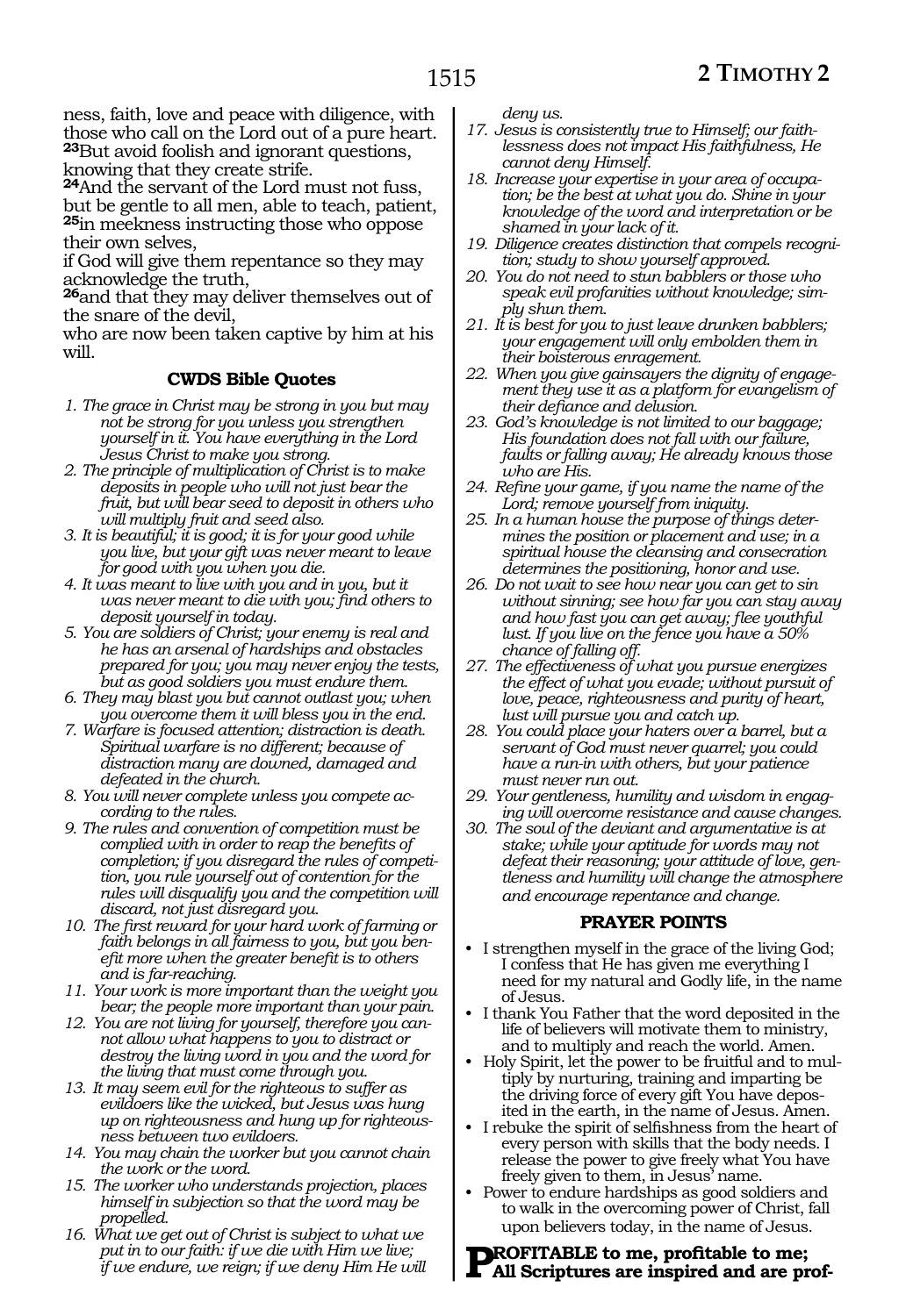ness, faith, love and peace with diligence, with those who call on the Lord out of a pure heart. **23**But avoid foolish and ignorant questions, knowing that they create strife.
**24**And the servant of the Lord must not fuss, but be gentle to all men, able to teach, patient, **25**in meekness instructing those who oppose their own selves,
if God will give them repentance so they may acknowledge the truth,
**26**and that they may deliver themselves out of the snare of the devil,
who are now been taken captive by him at his will.

### CWDS Bible Quotes

1. *The grace in Christ may be strong in you but may not be strong for you unless you strengthen yourself in it. You have everything in the Lord Jesus Christ to make you strong.*
2. *The principle of multiplication of Christ is to make deposits in people who will not just bear the fruit, but will bear seed to deposit in others who will multiply fruit and seed also.*
3. *It is beautiful; it is good; it is for your good while you live, but your gift was never meant to leave for good with you when you die.*
4. *It was meant to live with you and in you, but it was never meant to die with you; find others to deposit yourself in today.*
5. *You are soldiers of Christ; your enemy is real and he has an arsenal of hardships and obstacles prepared for you; you may never enjoy the tests, but as good soldiers you must endure them.*
6. *They may blast you but cannot outlast you; when you overcome them it will bless you in the end.*
7. *Warfare is focused attention; distraction is death. Spiritual warfare is no different; because of distraction many are downed, damaged and defeated in the church.*
8. *You will never complete unless you compete according to the rules.*
9. *The rules and convention of competition must be complied with in order to reap the benefits of completion; if you disregard the rules of competition, you rule yourself out of contention for the rules will disqualify you and the competition will discard, not just disregard you.*
10. *The first reward for your hard work of farming or faith belongs in all fairness to you, but you benefit more when the greater benefit is to others and is far-reaching.*
11. *Your work is more important than the weight you bear; the people more important than your pain.*
12. *You are not living for yourself, therefore you cannot allow what happens to you to distract or destroy the living word in you and the word for the living that must come through you.*
13. *It may seem evil for the righteous to suffer as evildoers like the wicked, but Jesus was hung up on righteousness and hung up for righteousness between two evildoers.*
14. *You may chain the worker but you cannot chain the work or the word.*
15. *The worker who understands projection, places himself in subjection so that the word may be propelled.*
16. *What we get out of Christ is subject to what we put in to our faith: if we die with Him we live; if we endure, we reign; if we deny Him He will deny us.*
17. *Jesus is consistently true to Himself; our faithlessness does not impact His faithfulness, He cannot deny Himself.*
18. *Increase your expertise in your area of occupation; be the best at what you do. Shine in your knowledge of the word and interpretation or be shamed in your lack of it.*
19. *Diligence creates distinction that compels recognition; study to show yourself approved.*
20. *You do not need to stun babblers or those who speak evil profanities without knowledge; simply shun them.*
21. *It is best for you to just leave drunken babblers; your engagement will only embolden them in their boisterous enragement.*
22. *When you give gainsayers the dignity of engagement they use it as a platform for evangelism of their defiance and delusion.*
23. *God's knowledge is not limited to our baggage; His foundation does not fall with our failure, faults or falling away; He already knows those who are His.*
24. *Refine your game, if you name the name of the Lord; remove yourself from iniquity.*
25. *In a human house the purpose of things determines the position or placement and use; in a spiritual house the cleansing and consecration determines the positioning, honor and use.*
26. *Do not wait to see how near you can get to sin without sinning; see how far you can stay away and how fast you can get away; flee youthful lust. If you live on the fence you have a 50% chance of falling off.*
27. *The effectiveness of what you pursue energizes the effect of what you evade; without pursuit of love, peace, righteousness and purity of heart, lust will pursue you and catch up.*
28. *You could place your haters over a barrel, but a servant of God must never quarrel; you could have a run-in with others, but your patience must never run out.*
29. *Your gentleness, humility and wisdom in engaging will overcome resistance and cause changes.*
30. *The soul of the deviant and argumentative is at stake; while your aptitude for words may not defeat their reasoning; your attitude of love, gentleness and humility will change the atmosphere and encourage repentance and change.*

### PRAYER POINTS

- I strengthen myself in the grace of the living God; I confess that He has given me everything I need for my natural and Godly life, in the name of Jesus.
- I thank You Father that the word deposited in the life of believers will motivate them to ministry, and to multiply and reach the world. Amen.
- Holy Spirit, let the power to be fruitful and to multiply by nurturing, training and imparting be the driving force of every gift You have deposited in the earth, in the name of Jesus. Amen.
- I rebuke the spirit of selfishness from the heart of every person with skills that the body needs. I release the power to give freely what You have freely given to them, in Jesus' name.
- Power to endure hardships as good soldiers and to walk in the overcoming power of Christ, fall upon believers today, in the name of Jesus.

**PROFITABLE to me, profitable to me; All Scriptures are inspired and are prof-**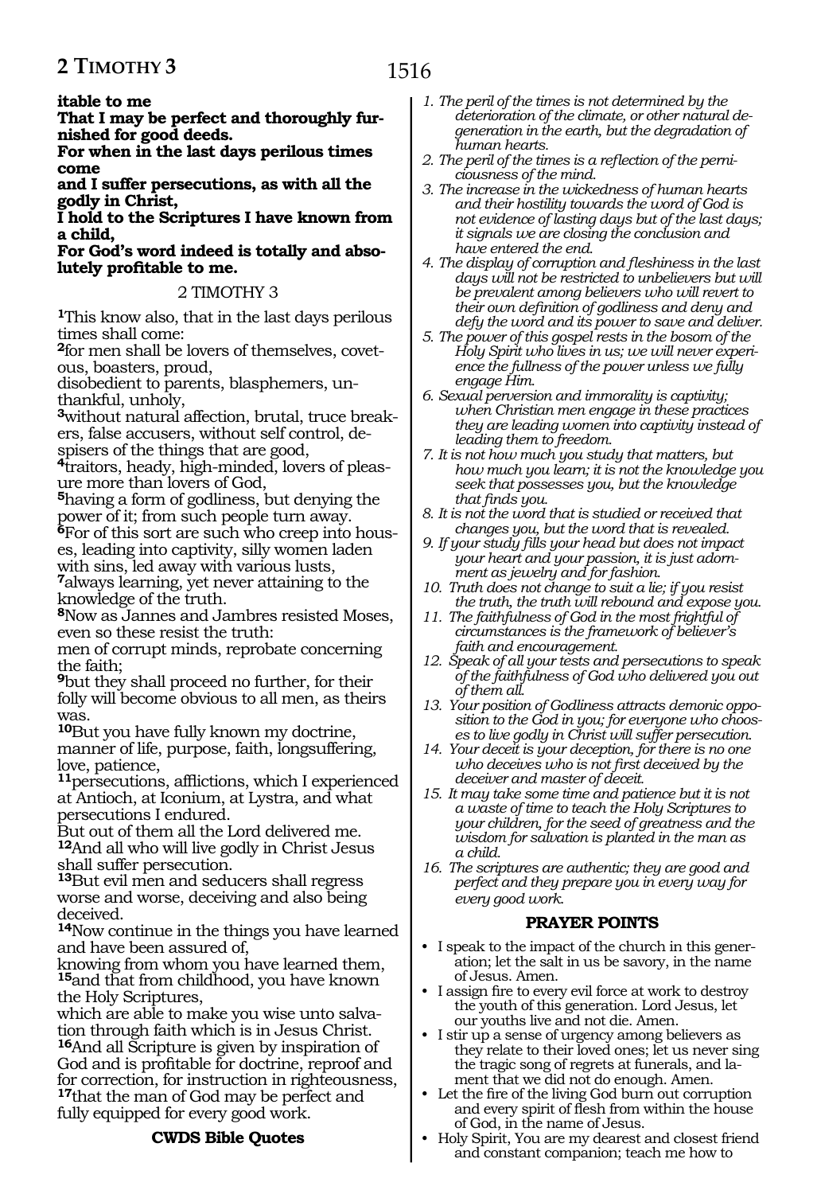**itable to me**

**That I may be perfect and thoroughly furnished for good deeds.**

**For when in the last days perilous times come**

**and I suffer persecutions, as with all the godly in Christ,**

**I hold to the Scriptures I have known from a child,**

**For God's word indeed is totally and absolutely profitable to me.**

## 2 TIMOTHY 3

**1**This know also, that in the last days perilous times shall come:

**2**for men shall be lovers of themselves, covetous, boasters, proud,

disobedient to parents, blasphemers, unthankful, unholy,

**3**without natural affection, brutal, truce breakers, false accusers, without self control, despisers of the things that are good,

**4**traitors, heady, high-minded, lovers of pleasure more than lovers of God,

**5**having a form of godliness, but denying the power of it; from such people turn away.

**6**For of this sort are such who creep into houses, leading into captivity, silly women laden with sins, led away with various lusts,

**7**always learning, yet never attaining to the knowledge of the truth.

**8**Now as Jannes and Jambres resisted Moses, even so these resist the truth:

men of corrupt minds, reprobate concerning the faith;

**9**but they shall proceed no further, for their folly will become obvious to all men, as theirs was.

**10**But you have fully known my doctrine, manner of life, purpose, faith, longsuffering, love, patience,

**11**persecutions, afflictions, which I experienced at Antioch, at Iconium, at Lystra, and what persecutions I endured.

But out of them all the Lord delivered me.

**12**And all who will live godly in Christ Jesus shall suffer persecution.

**13**But evil men and seducers shall regress worse and worse, deceiving and also being deceived.

**14**Now continue in the things you have learned and have been assured of,

knowing from whom you have learned them,

**15**and that from childhood, you have known the Holy Scriptures,

which are able to make you wise unto salvation through faith which is in Jesus Christ.

**16**And all Scripture is given by inspiration of God and is profitable for doctrine, reproof and for correction, for instruction in righteousness,

**17**that the man of God may be perfect and fully equipped for every good work.

### CWDS Bible Quotes

1. *The peril of the times is not determined by the deterioration of the climate, or other natural degeneration in the earth, but the degradation of human hearts.*
2. *The peril of the times is a reflection of the perniciousness of the mind.*
3. *The increase in the wickedness of human hearts and their hostility towards the word of God is not evidence of lasting days but of the last days; it signals we are closing the conclusion and have entered the end.*
4. *The display of corruption and fleshiness in the last days will not be restricted to unbelievers but will be prevalent among believers who will revert to their own definition of godliness and deny and defy the word and its power to save and deliver.*
5. *The power of this gospel rests in the bosom of the Holy Spirit who lives in us; we will never experience the fullness of the power unless we fully engage Him.*
6. *Sexual perversion and immorality is captivity; when Christian men engage in these practices they are leading women into captivity instead of leading them to freedom.*
7. *It is not how much you study that matters, but how much you learn; it is not the knowledge you seek that possesses you, but the knowledge that finds you.*
8. *It is not the word that is studied or received that changes you, but the word that is revealed.*
9. *If your study fills your head but does not impact your heart and your passion, it is just adornment as jewelry and for fashion.*
10. *Truth does not change to suit a lie; if you resist the truth, the truth will rebound and expose you.*
11. *The faithfulness of God in the most frightful of circumstances is the framework of believer's faith and encouragement.*
12. *Speak of all your tests and persecutions to speak of the faithfulness of God who delivered you out of them all.*
13. *Your position of Godliness attracts demonic opposition to the God in you; for everyone who chooses to live godly in Christ will suffer persecution.*
14. *Your deceit is your deception, for there is no one who deceives who is not first deceived by the deceiver and master of deceit.*
15. *It may take some time and patience but it is not a waste of time to teach the Holy Scriptures to your children, for the seed of greatness and the wisdom for salvation is planted in the man as a child.*
16. *The scriptures are authentic; they are good and perfect and they prepare you in every way for every good work.*

### PRAYER POINTS

- I speak to the impact of the church in this generation; let the salt in us be savory, in the name of Jesus. Amen.
- I assign fire to every evil force at work to destroy the youth of this generation. Lord Jesus, let our youths live and not die. Amen.
- I stir up a sense of urgency among believers as they relate to their loved ones; let us never sing the tragic song of regrets at funerals, and lament that we did not do enough. Amen.
- Let the fire of the living God burn out corruption and every spirit of flesh from within the house of God, in the name of Jesus.
- Holy Spirit, You are my dearest and closest friend and constant companion; teach me how to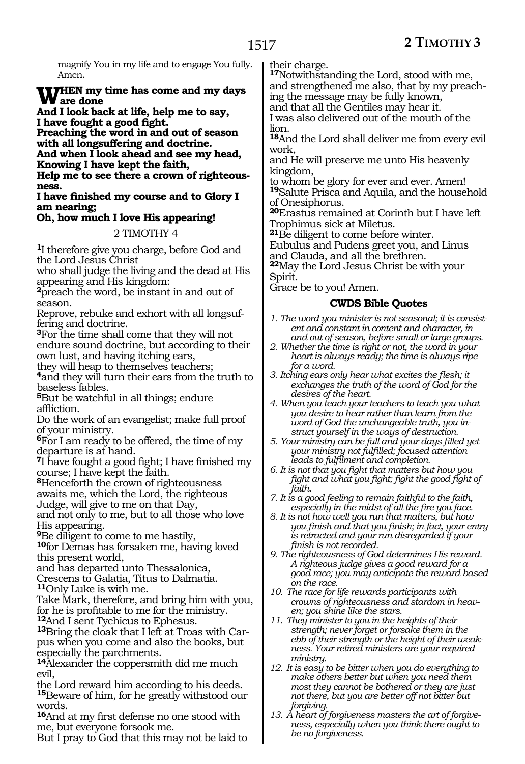magnify You in my life and to engage You fully. Amen.

**WHEN my time has come and my days are done**
**And I look back at life, help me to say,**
**I have fought a good fight.**
**Preaching the word in and out of season with all longsuffering and doctrine.**
**And when I look ahead and see my head,**
**Knowing I have kept the faith,**
**Help me to see there a crown of righteousness.**
**I have finished my course and to Glory I am nearing;**
**Oh, how much I love His appearing!**

2 TIMOTHY 4

[1]I therefore give you charge, before God and the Lord Jesus Christ
who shall judge the living and the dead at His appearing and His kingdom:
[2]preach the word, be instant in and out of season.
Reprove, rebuke and exhort with all longsuffering and doctrine.
[3]For the time shall come that they will not endure sound doctrine, but according to their own lust, and having itching ears,
they will heap to themselves teachers;
[4]and they will turn their ears from the truth to baseless fables.
[5]But be watchful in all things; endure affliction.
Do the work of an evangelist; make full proof of your ministry.
[6]For I am ready to be offered, the time of my departure is at hand.
[7]I have fought a good fight; I have finished my course; I have kept the faith.
[8]Henceforth the crown of righteousness awaits me, which the Lord, the righteous Judge, will give to me on that Day,
and not only to me, but to all those who love His appearing.
[9]Be diligent to come to me hastily,
[10]for Demas has forsaken me, having loved this present world,
and has departed unto Thessalonica,
Crescens to Galatia, Titus to Dalmatia.
[11]Only Luke is with me.
Take Mark, therefore, and bring him with you, for he is profitable to me for the ministry.
[12]And I sent Tychicus to Ephesus.
[13]Bring the cloak that I left at Troas with Carpus when you come and also the books, but especially the parchments.
[14]Alexander the coppersmith did me much evil,
the Lord reward him according to his deeds.
[15]Beware of him, for he greatly withstood our words.
[16]And at my first defense no one stood with me, but everyone forsook me.
But I pray to God that this may not be laid to their charge.
[17]Notwithstanding the Lord, stood with me, and strengthened me also, that by my preaching the message may be fully known,
and that all the Gentiles may hear it.
I was also delivered out of the mouth of the lion.
[18]And the Lord shall deliver me from every evil work,
and He will preserve me unto His heavenly kingdom,
to whom be glory for ever and ever. Amen!
[19]Salute Prisca and Aquila, and the household of Onesiphorus.
[20]Erastus remained at Corinth but I have left Trophimus sick at Miletus.
[21]Be diligent to come before winter.
Eubulus and Pudens greet you, and Linus and Clauda, and all the brethren.
[22]May the Lord Jesus Christ be with your Spirit.
Grace be to you! Amen.

### CWDS Bible Quotes

1. *The word you minister is not seasonal; it is consistent and constant in content and character, in and out of season, before small or large groups.*
2. *Whether the time is right or not, the word in your heart is always ready; the time is always ripe for a word.*
3. *Itching ears only hear what excites the flesh; it exchanges the truth of the word of God for the desires of the heart.*
4. *When you teach your teachers to teach you what you desire to hear rather than learn from the word of God the unchangeable truth, you instruct yourself in the ways of destruction.*
5. *Your ministry can be full and your days filled yet your ministry not fulfilled; focused attention leads to fulfilment and completion.*
6. *It is not that you fight that matters but how you fight and what you fight; fight the good fight of faith.*
7. *It is a good feeling to remain faithful to the faith, especially in the midst of all the fire you face.*
8. *It is not how well you run that matters, but how you finish and that you finish; in fact, your entry is retracted and your run disregarded if your finish is not recorded.*
9. *The righteousness of God determines His reward. A righteous judge gives a good reward for a good race; you may anticipate the reward based on the race.*
10. *The race for life rewards participants with crowns of righteousness and stardom in heaven; you shine like the stars.*
11. *They minister to you in the heights of their strength; never forget or forsake them in the ebb of their strength or the height of their weakness. Your retired ministers are your required ministry.*
12. *It is easy to be bitter when you do everything to make others better but when you need them most they cannot be bothered or they are just not there, but you are better off not bitter but forgiving.*
13. *A heart of forgiveness masters the art of forgiveness, especially when you think there ought to be no forgiveness.*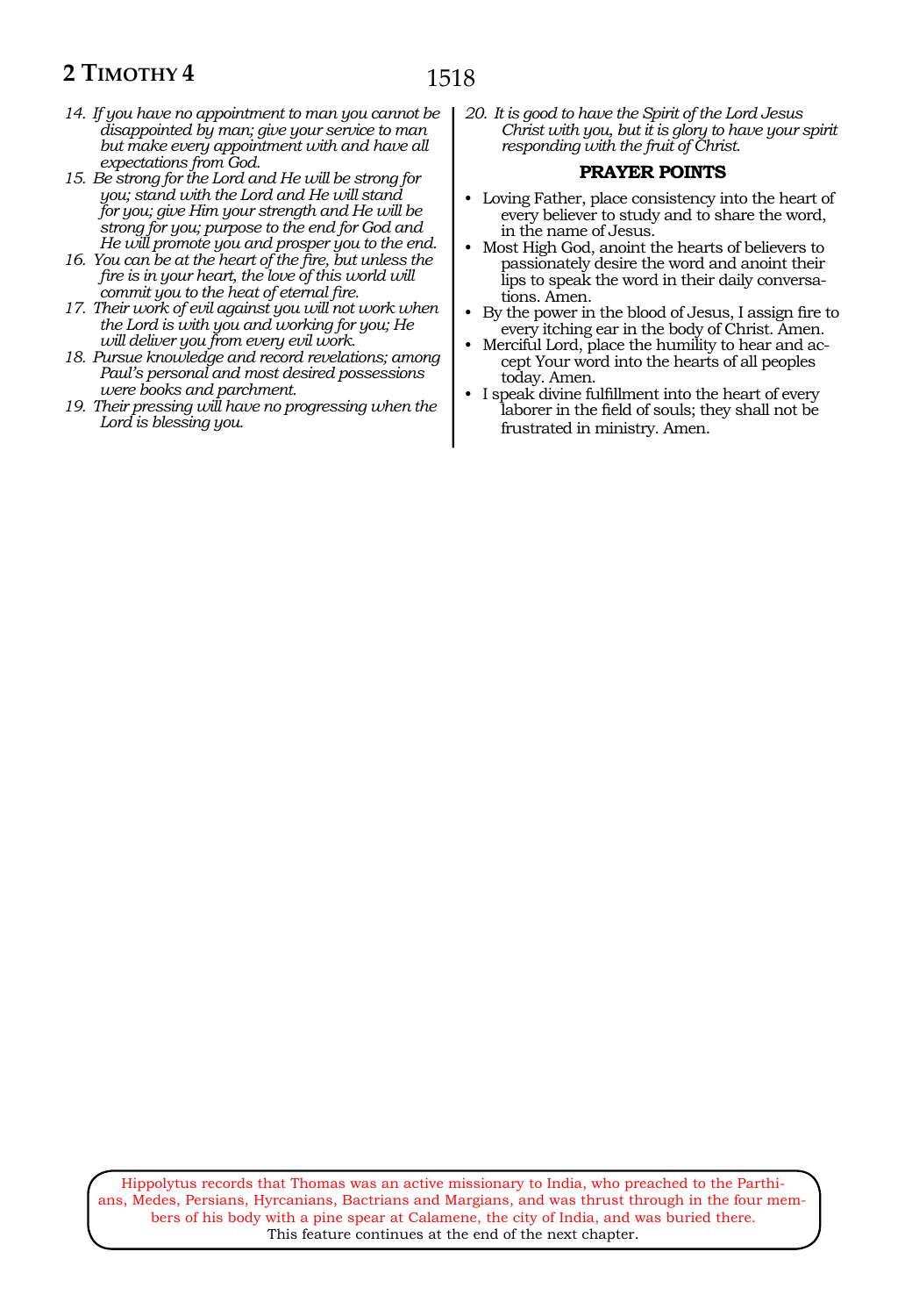14. *If you have no appointment to man you cannot be disappointed by man; give your service to man but make every appointment with and have all expectations from God.*
15. *Be strong for the Lord and He will be strong for you; stand with the Lord and He will stand for you; give Him your strength and He will be strong for you; purpose to the end for God and He will promote you and prosper you to the end.*
16. *You can be at the heart of the fire, but unless the fire is in your heart, the love of this world will commit you to the heat of eternal fire.*
17. *Their work of evil against you will not work when the Lord is with you and working for you; He will deliver you from every evil work.*
18. *Pursue knowledge and record revelations; among Paul's personal and most desired possessions were books and parchment.*
19. *Their pressing will have no progressing when the Lord is blessing you.*
20. *It is good to have the Spirit of the Lord Jesus Christ with you, but it is glory to have your spirit responding with the fruit of Christ.*

### PRAYER POINTS

- Loving Father, place consistency into the heart of every believer to study and to share the word, in the name of Jesus.
- Most High God, anoint the hearts of believers to passionately desire the word and anoint their lips to speak the word in their daily conversations. Amen.
- By the power in the blood of Jesus, I assign fire to every itching ear in the body of Christ. Amen.
- Merciful Lord, place the humility to hear and accept Your word into the hearts of all peoples today. Amen.
- I speak divine fulfillment into the heart of every laborer in the field of souls; they shall not be frustrated in ministry. Amen.

Hippolytus records that Thomas was an active missionary to India, who preached to the Parthians, Medes, Persians, Hyrcanians, Bactrians and Margians, and was thrust through in the four members of his body with a pine spear at Calamene, the city of India, and was buried there.
This feature continues at the end of the next chapter.